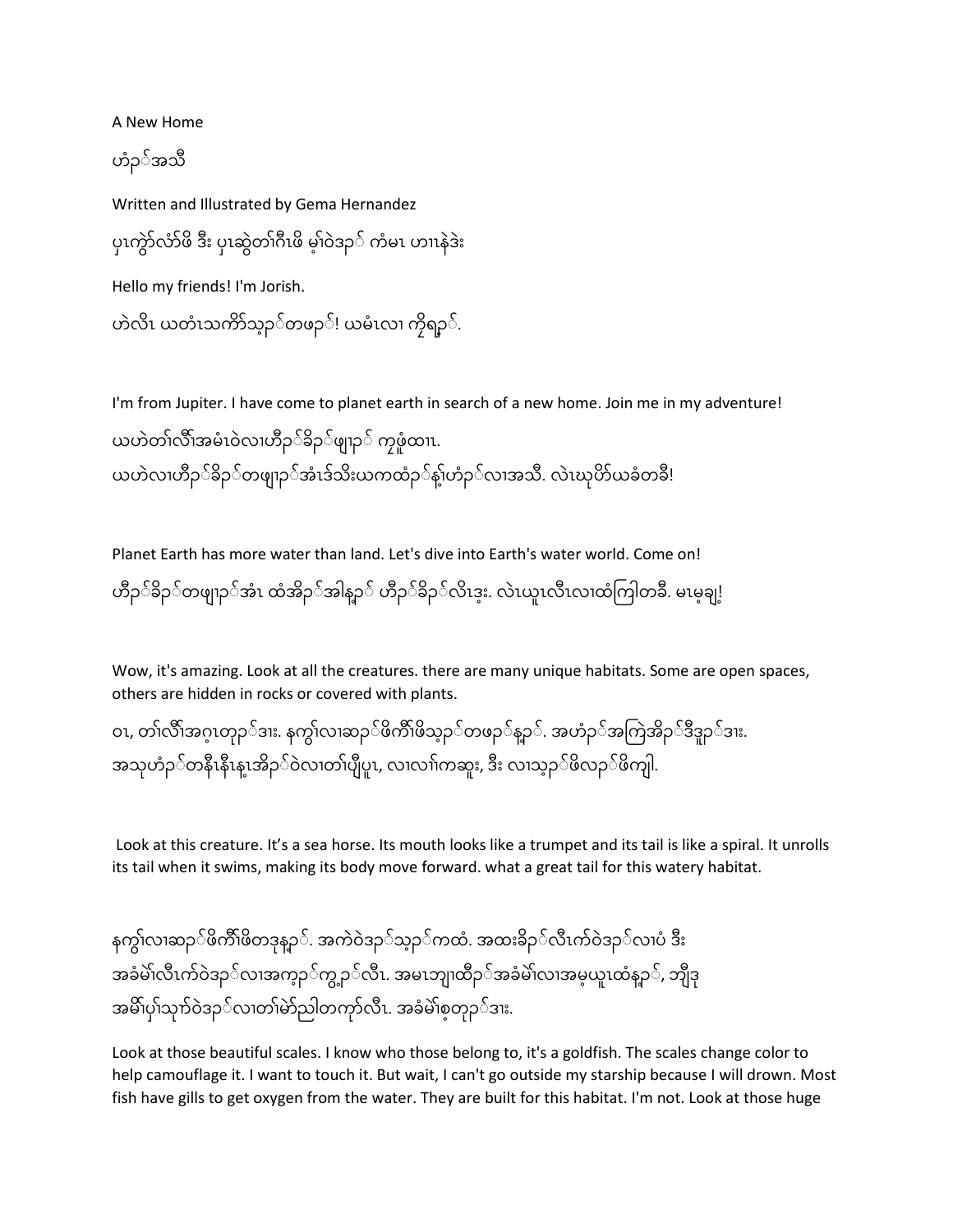A New Home

ဟံၣ်အသီ

Written and Illustrated by Gema Hernandez

ပှၤကွဲးလံာ်ဖိ ဒီး ပှၤဆဲွတၢ်ဂီၤဖိ မ့ၢ်ဝဲဒၣ် ကံမၤ ဟၢၤနဲဒဲး

Hello my friends! I'm Jorish.

ဟဲလိၤ ယတံၤသကိးသ့ၣ်တဖၣ်! ယမံၤလၢ ကိုရှၣ်.

I'm from Jupiter. I have come to planet earth in search of a new home. Join me in my adventure!

ယဟဲတၢ်လီၢ်အမံၤဝဲလၢဟီၣ်ခိၣ်ဖျၢၣ် ကူဖံထၢၤ.
ယဟဲလၢဟီၣ်ခိၣ်တဖျၢၣ်အံၤဒ်သိးယကထံၣ်န့ၢ်ဟံၣ်လၢအသီ. လဲၤဃုပိာ်ယခံတခီ!

Planet Earth has more water than land. Let's dive into Earth's water world. Come on!

ဟီၣ်ခိၣ်တဖျၢၣ်အံၤ ထံအိၣ်အါန့ၣ် ဟီၣ်ခိၣ်လိၤဒ့း. လဲၤယူၤလီၤလၢထံကြါတခီ. မၤမ့ချ့!

Wow, it's amazing. Look at all the creatures. there are many unique habitats. Some are open spaces, others are hidden in rocks or covered with plants.

ဝၤ, တၢ်လီၢ်အဂ့ၤတုၣ်ဒၢး. နကွၢ်လၢဆၣ်ဖိကီၢ်ဖိသ့ၣ်တဖၣ်နှၣ်. အဟံၣ်အကြဲအိၣ်ဒီဒူၣ်ဒၢး.
အသုဟံၣ်တနီၤနီၤန့ၤအိၣ်ဝဲလၢတၢ်ပျီပူၤ, လၢလၢ်ကဆူး, ဒီး လၢသ့ၣ်ဖိလၣ်ဖိကျါ.

Look at this creature. It's a sea horse. Its mouth looks like a trumpet and its tail is like a spiral. It unrolls its tail when it swims, making its body move forward. what a great tail for this watery habitat.

နကွၢ်လၢဆၣ်ဖိကီၢ်ဖိတဒုနှၣ်. အကဲဝဲဒၣ်သ့ၣ်ကထံ. အထးခိၣ်လီၤက်ဝဲဒၣ်လၢပံ ဒီး
အခံမဲၢ်လီၤက်ဝဲဒၣ်လၢအကၣ်ကွ့ၣ်လီၤ. အမၤဘျၢထိၣ်အခံမဲၢ်လၢအမ့ယူၤထံနှၣ်, ဘျီဒု
အမိၢ်ပှၢ်သုကဲဝဲဒၣ်လၢတၢ်မဲာ်ညါတကၠာ်လီၤ. အခံမဲၢ်စ့တုၣ်ဒၢး.

Look at those beautiful scales. I know who those belong to, it's a goldfish. The scales change color to help camouflage it. I want to touch it. But wait, I can't go outside my starship because I will drown. Most fish have gills to get oxygen from the water. They are built for this habitat. I'm not. Look at those huge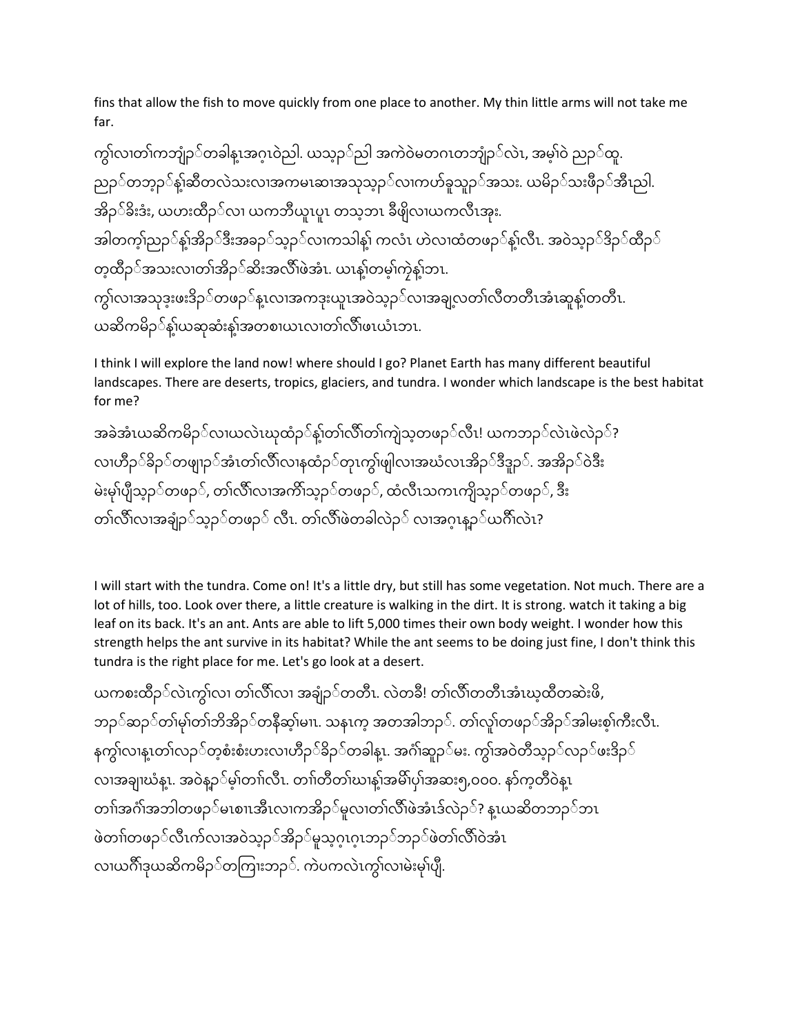fins that allow the fish to move quickly from one place to another. My thin little arms will not take me far.

ကွ်လၢတၢ်ကဘျံၣ်တခါန့ၢ်အဂ့ၢ်ဝဲညါ. ယသ့ၣ်ညါ အကဲဝဲမတဂၤတဘျံၣ်လဲၤ, အမ့ၢ်ဝဲ ညၣ်ထူ. ညၣ်တဘ့ၣ်န့ၢ်ဆီတလဲသးလၢအကမၤဆၢအသုသ့ၣ်လၢကဟ်ခူသူၣ်အသး. ယမိၣ်သးဖိၣ်အီၤညါ. အိၣ်ခိးဒံး, ယဟးထီၣ်လၢ ယကဘီယူၤပူၤ တသ့ဘၤ ခီဖျိလၢယကလီၤအုး. အါတက့ၢ်ညၣ်န့ၢ်အိၣ်ဒီးအခၣ်သ့ၣ်လၢကသါန့ၢ် ကလံၤ ဟဲလၢထံတဖၣ်န့ၢ်လီၤ. အဝဲသ့ၣ်ဒိၣ်ထီၣ် တ့ထီၣ်အသးလၢတၢ်အိၣ်ဆိးအလီၢ်ဖဲအံၤ. ယၤန့ၢ်တမ့ၢ်ကဲ့ၤန့ၢ်ဘၢ. ကွ်လၢအသုဒ့းဖးဒိၣ်တဖၣ်နဲၤလၢအကဒုးယူၤအဝဲသ့ၣ်လၢအချ့လတၢ်လီတတီၤအံၤဆူနဲ့ၢ်တတီၤ. ယဆိကမိၣ်နဲ့ၢ်ယဆုဆံးနဲ့ၢ်အတစၢယၤလၢတၢ်လီၢ်ဖၤယံၤဘၢ.

I think I will explore the land now! where should I go? Planet Earth has many different beautiful landscapes. There are deserts, tropics, glaciers, and tundra. I wonder which landscape is the best habitat for me?

အခဲအံၤယဆိကမိၣ်လၢယလဲၤဃုထံၣ်နဲ့ၢ်တၢ်လီၢ်တၢ်ကျဲသ့တဖၣ်လီၤ! ယကဘၣ်လဲၤဖဲလဲၣ်? လၢဟီၣ်ခိၣ်တဖျၢၣ်အံၤတၢ်လီၢ်လၢနထံၣ်တုၤကွ်ဖျါလၢအယံလၤအိၣ်ဒီဒုၣ်. အအိၣ်ဝဲဒီး မဲးမုၢ်ပျီသ့ၣ်တဖၣ်, တၢ်လီၢ်လၢအကိၢ်သ့ၣ်တဖၣ်, ထံလီၤသကၤကိုသ့ၣ်တဖၣ်, ဒီး တၢ်လီၢ်လၢအချံၣ်သ့ၣ်တဖၣ် လီၤ. တၢ်လီၢ်ဖဲတခါလဲၣ် လၢအဂ့ၤနၣ်ယဂီၢ်လဲၤ?

I will start with the tundra. Come on! It's a little dry, but still has some vegetation. Not much. There are a lot of hills, too. Look over there, a little creature is walking in the dirt. It is strong. watch it taking a big leaf on its back. It's an ant. Ants are able to lift 5,000 times their own body weight. I wonder how this strength helps the ant survive in its habitat? While the ant seems to be doing just fine, I don't think this tundra is the right place for me. Let's go look at a desert.

ယကစးထီၣ်လဲၤကွ်လၢ တၢ်လီၢ်လၢ အချံၣ်တတီၤ. လဲတခီ! တၢ်လီၢ်တတီၤအံၤဃ့ထီတဆဲးဖိ, ဘၣ်ဆၣ်တၢ်မုၢ်တၢ်ဘိအိၣ်တနီၤဆ့ၢ်မၢၤ. သနၤက့ အတအါဘၣ်. တၢ်လူၢ်တဖၣ်အိၣ်အါမးစ့ၢ်ကီးလီၤ. နကွ်လၢနၤတၢ်လၣ်တ့စံးစံးဟးလၢဟီၣ်ခိၣ်တခါန့ၤ. အင်္ဂါဆူၣ်မး. ကွ်အဝဲတီသ့ၣ်လၣ်ဖးဒိၣ် လၢအချၢဃံန့ၤ. အဝဲန့ၣ်မ့ၢ်တၢ်လီၤ. တၢ်တီတၢ်ဃၢန့ၢ်အမိၢ်ပှၢ်အဆး၅,၀၀၀. နၢ်က့တီဝဲန့ၤ တၢ်အင်္ဂါအဘါတဖၣ်မၤစၢၤအီၤလၢကအိၣ်မူလၢတၢ်လီၢ်ဖဲအံၤဒ်လဲၣ်? န့ယဆိတဘၣ်ဘၤ ဖဲတၢ်တဖၣ်လီၤက်လၢအဝဲသ့ၣ်အိၣ်မူသ့ဂ့ၤဂ့ၤဘၣ်ဘၣ်ဖဲတၢ်လီၢ်ဝဲအံၤ လၢယဂီၢ်ဒ့ယဆိကမိၣ်တကြၢးဘၣ်. ကဲပကလဲၤကွ်လၢမဲးမုၢ်ပျီ.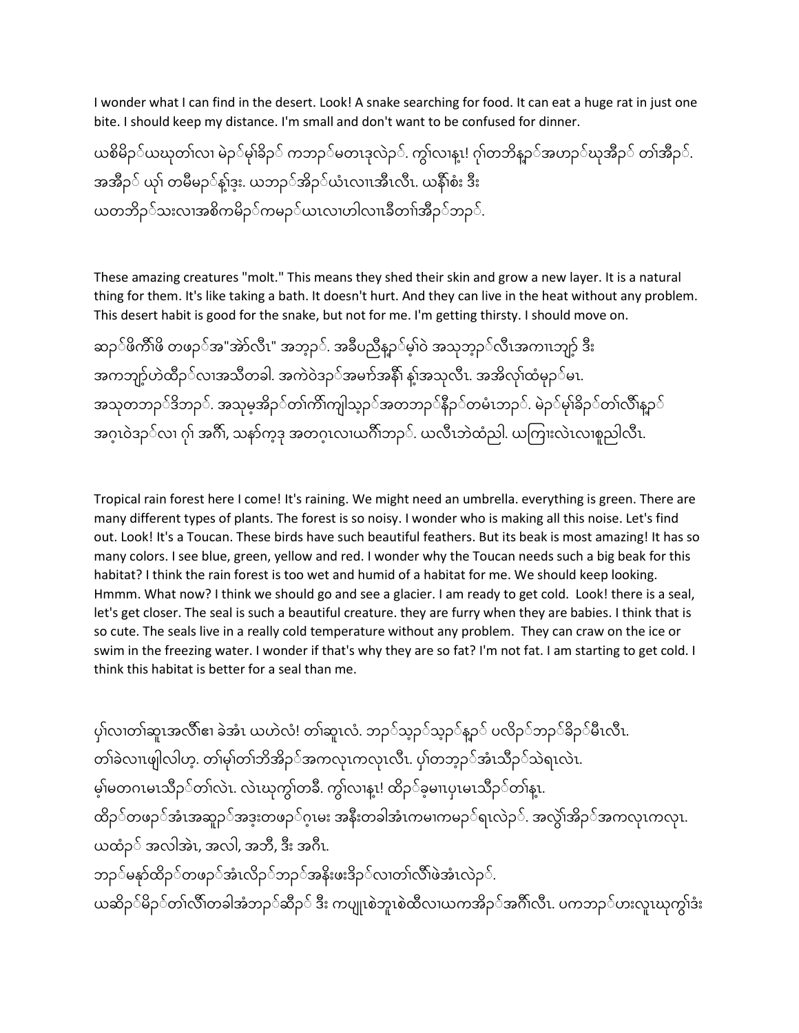I wonder what I can find in the desert. Look! A snake searching for food. It can eat a huge rat in just one bite. I should keep my distance. I'm small and don't want to be confused for dinner.

ယစိမိၣ်ယဃုတၢ်လၢ မဲၣ်မုၢ်ခိၣ် ကဘၣ်မတၤဒုလဲၣ်. ကွၢ်လၢနှၤ! ဂုၢ်တဘိနၣ်အဟၣ်ဃုအီၣ် တၢ်အီၣ်. အအီၣ် ယုၢ် တမီမၣ်န့ၢ်ဒ့း. ယဘၣ်အိၣ်ယံၤလၢၤအီၤလီၤ. ယနီၢ်စံး ဒီး ယတဘိၣ်သးလၢအစိကမိၣ်ကမၣ်ယၤလၢဟါလၢၤခီတၢ်အီၣ်ဘၣ်.

These amazing creatures "molt." This means they shed their skin and grow a new layer. It is a natural thing for them. It's like taking a bath. It doesn't hurt. And they can live in the heat without any problem. This desert habit is good for the snake, but not for me. I'm getting thirsty. I should move on.

ဆၣ်ဖိကီၢ်ဖိ တဖၣ်အ"အဲာ်လီၤ" အဘ့ၣ်. အခီပညီနၣ်မ့ၢ်ဝဲ အသုဘ့ၣ်လီၤအကၢၤဘၣ့် ဒီး အကဘၣ့်ဟဲထီၣ်လၢအသီတခါ. အကဲဝဲဒၣ်အမဏ်အနီၢ် န့ၢ်အသုလီၤ. အအိလုၢ်ထံမုၣ်မၤ. အသုတဘၣ်ဒိဘၣ်. အသုမ့အိၣ်တၢ်ကိၢ်ကျါသ့ၣ်အတဘၣ်နီၣ်တမံၤဘၣ်. မဲၣ်မုၢ်ခိၣ်တၢ်လီၢ်နၣ် အဂ့ၤဝဲဒၣ်လၢ ဂုၢ် အဂီၢ်, သနာ်က့ဒ့ အတဂ့ၤလၢယဂီၢ်ဘၣ်. ယလီၤဘဲထံညါ. ယကြၢးလဲၤလၢစူညါလီၤ.

Tropical rain forest here I come! It's raining. We might need an umbrella. everything is green. There are many different types of plants. The forest is so noisy. I wonder who is making all this noise. Let's find out. Look! It's a Toucan. These birds have such beautiful feathers. But its beak is most amazing! It has so many colors. I see blue, green, yellow and red. I wonder why the Toucan needs such a big beak for this habitat? I think the rain forest is too wet and humid of a habitat for me. We should keep looking. Hmmm. What now? I think we should go and see a glacier. I am ready to get cold. Look! there is a seal, let's get closer. The seal is such a beautiful creature. they are furry when they are babies. I think that is so cute. The seals live in a really cold temperature without any problem. They can craw on the ice or swim in the freezing water. I wonder if that's why they are so fat? I'm not fat. I am starting to get cold. I think this habitat is better for a seal than me.

ပှၢ်လၢတၢ်ဆူၤအလီၢ်ဧၢ ခဲအံၤ ယဟဲလံ! တၢ်ဆူၤလံ. ဘၣ်သ့ၣ်သ့ၣ်နၣ် ပလိၣ်ဘၣ်ခိၣ်မိၤလီၤ. တၢ်ခဲလၢၤဖျါလါဟ့. တၢ်မုၢ်တၢ်ဘိအိၣ်အကလုၤကလုၤလီၤ. ပှၢ်တဘ့ၣ်အံၤသီၣ်သဲရၤလဲၤ. မ့ၢ်မတဂၤမၤသီၣ်တၢ်လဲၤ. လဲၤဃုကွၢ်တခီ. ကွၢ်လၢနှၤ! ထိၣ်ခ့မၢၤပှၤမၤသီၣ်တၢ်နှၤ. ထိၣ်တဖၣ်အံၤအဆူၣ်အဒုးတဖၣ်ဂ့ၤမး အနီးတခါအံၤကမၢကမၣ်ရၤလဲၣ်. အလွဲၢ်အိၣ်အကလုၤကလုၤ. ယထံၣ် အလါအဲၤ, အလါ, အဘီ, ဒီး အဂီၤ. ဘၣ်မနုာ်ထိၣ်တဖၣ်အံၤလိၣ်ဘၣ်အနိးဖးဒိၣ်လၢတၢ်လီၢ်ဖဲအံၤလဲၣ်. ယဆိၣ်မိၣ်တၢ်လီၢ်တခါအံၤဘၣ်ဆီၣ် ဒီး ကပျုၤစဲဘူၤစဲထီလၢယကအိၣ်အဂီၢ်လီၤ. ပကဘၣ်ဟးလူၤဃုကွၢ်ဒံး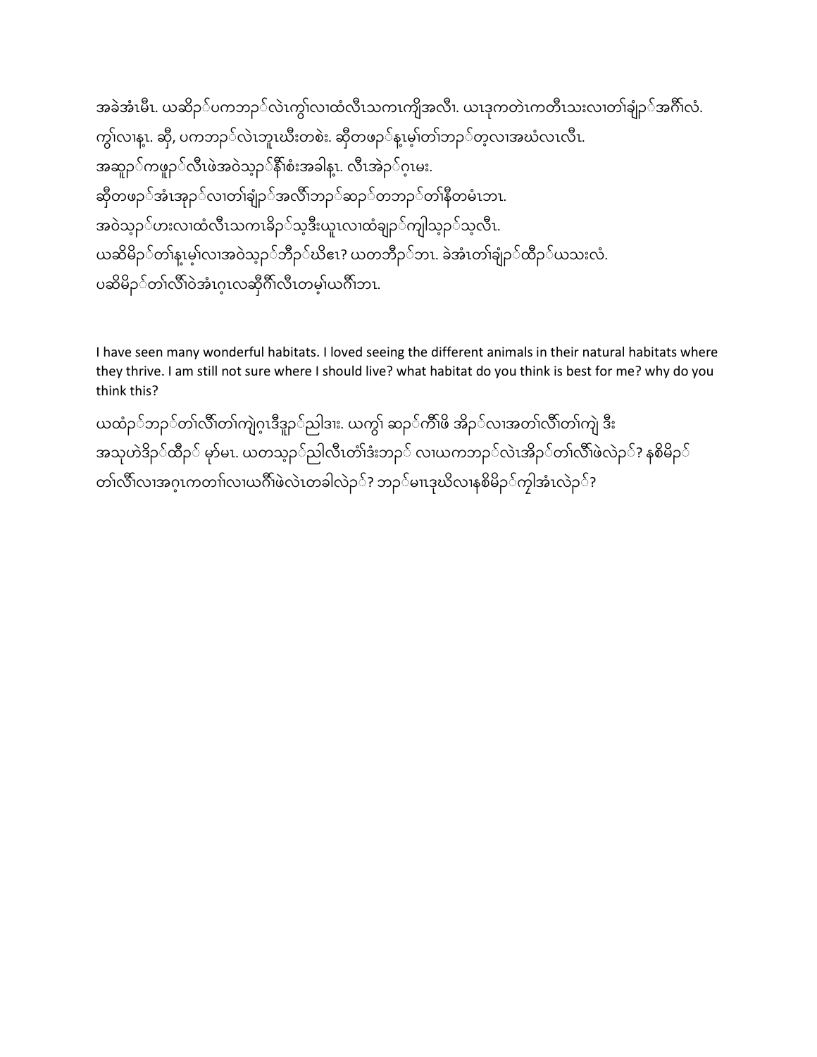အခဲအံၤမီၤ. ယဆိကမိၣ်ပကဘၣ်လဲၤကွၢ်လၢထံလီၤသကၤကျိအလီၤ. ယၤဒုကတဲၤကတီၤသးလၢတၢ်ချံၣ်အဂီၢ်လံ.
ကွၢ်လၢနဲၤ. ဆိ, ပကဘၣ်လဲၤဘူၤဃီးတစဲး. ဆိတဖၣ်နၤမ့ၢ်တၢ်ဘၣ်တ့လၢအဃံလၤလီၤ.
အဆူၣ်ကဖူၣ်လီၤဖဲအဝဲသ့ၣ်နီၢ်စံးအခါနဲၤ. လီၤအဲၣ်ဂ့ၤမး.
ဆိတဖၣ်အံၤအှၣ်လၢတၢ်ချံၣ်အလီၢ်ဘၣ်ဆၣ်တဘၣ်တၢ်နီတမံၤဘၢ.
အဝဲသ့ၣ်ဟးလၢထံလီၤသကၤခိၣ်သ့ဒီးယူၤလၢထံချၣ်ကျါသ့ၣ်သ့လီၤ.
ယဆိမိၣ်တၢ်နၤမ့ၢ်လၢအဝဲသ့ၣ်ဘီၣ်ဃိဧၢ? ယတဘီၣ်ဘၢ. ခဲအံၤတၢ်ချံၣ်ထီၣ်ယသးလံ.
ပဆိမိၣ်တၢ်လီၢ်ဝဲအံၤဂ့ၤလဆိုဂီၢ်လီၤတမ့ၢ်ယဂီၢ်ဘၢ.

I have seen many wonderful habitats. I loved seeing the different animals in their natural habitats where they thrive. I am still not sure where I should live? what habitat do you think is best for me? why do you think this?

ယထံၣ်ဘၣ်တၢ်လီၢ်တၢ်ကျဲဂ့ၤဒီဒူၣ်ညါဒၢး. ယကွၢ် ဆၣ်ကီၢ်ဖိ အိၣ်လၢအတၢ်လီၢ်တၢ်ကျဲ ဒီး အသုဟဲဒိၣ်ထီၣ် မ့ာ်မၤ. ယတသ့ၣ်ညါလီၤတံၢ်ဒံးဘၣ် လၢယကဘၣ်လဲၤအိၣ်တၢ်လီၢ်ဖဲလဲၣ်? နစိမိၣ် တၢ်လီၢ်လၢအဂ့ၤကတၢ်လၢယဂီၢ်ဖဲလဲၤတခါလဲၣ်? ဘၣ်မၢၤဒ်ယဲလၢနစိမိၣ်ကွဲါအံၤလဲၣ်?